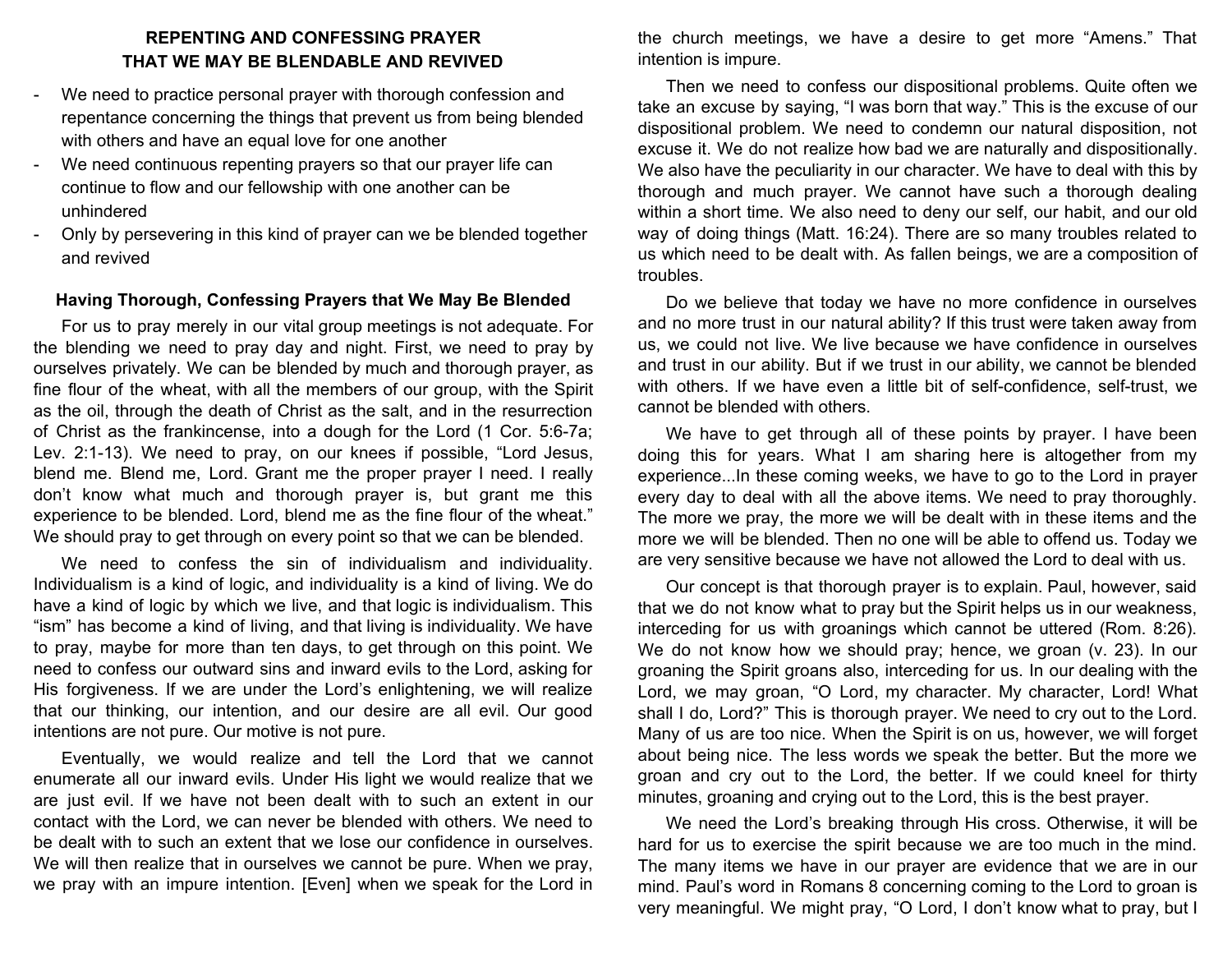# REPENTING AND CONFESSING PRAYER THAT WE MAY BE BLENDABLE AND REVIVED

- We need to practice personal prayer with thorough confession and repentance concerning the things that prevent us from being blended with others and have an equal love for one another
- We need continuous repenting prayers so that our prayer life can continue to flow and our fellowship with one another can be unhindered
- Only by persevering in this kind of prayer can we be blended together and revived

## Having Thorough, Confessing Prayers that We May Be Blended

For us to pray merely in our vital group meetings is not adequate. For the blending we need to pray day and night. First, we need to pray by ourselves privately. We can be blended by much and thorough prayer, as fine flour of the wheat, with all the members of our group, with the Spirit as the oil, through the death of Christ as the salt, and in the resurrection of Christ as the frankincense, into a dough for the Lord (1 Cor. 5:6-7a; Lev. 2:1-13). We need to pray, on our knees if possible, "Lord Jesus, blend me. Blend me, Lord. Grant me the proper prayer I need. I really don't know what much and thorough prayer is, but grant me this experience to be blended. Lord, blend me as the fine flour of the wheat." We should pray to get through on every point so that we can be blended.

We need to confess the sin of individualism and individuality. Individualism is a kind of logic, and individuality is a kind of living. We do have a kind of logic by which we live, and that logic is individualism. This "ism" has become a kind of living, and that living is individuality. We have to pray, maybe for more than ten days, to get through on this point. We need to confess our outward sins and inward evils to the Lord, asking for His forgiveness. If we are under the Lord's enlightening, we will realize that our thinking, our intention, and our desire are all evil. Our good intentions are not pure. Our motive is not pure.

Eventually, we would realize and tell the Lord that we cannot enumerate all our inward evils. Under His light we would realize that we are just evil. If we have not been dealt with to such an extent in our contact with the Lord, we can never be blended with others. We need to be dealt with to such an extent that we lose our confidence in ourselves. We will then realize that in ourselves we cannot be pure. When we pray, we pray with an impure intention. [Even] when we speak for the Lord in the church meetings, we have a desire to get more "Amens." That intention is impure.

Then we need to confess our dispositional problems. Quite often we take an excuse by saying, "I was born that way." This is the excuse of our dispositional problem. We need to condemn our natural disposition, not excuse it. We do not realize how bad we are naturally and dispositionally. We also have the peculiarity in our character. We have to deal with this by thorough and much prayer. We cannot have such a thorough dealing within a short time. We also need to deny our self, our habit, and our old way of doing things (Matt. 16:24). There are so many troubles related to us which need to be dealt with. As fallen beings, we are a composition of troubles.

Do we believe that today we have no more confidence in ourselves and no more trust in our natural ability? If this trust were taken away from us, we could not live. We live because we have confidence in ourselves and trust in our ability. But if we trust in our ability, we cannot be blended with others. If we have even a little bit of self-confidence, self-trust, we cannot be blended with others.

We have to get through all of these points by prayer. I have been doing this for years. What I am sharing here is altogether from my experience...In these coming weeks, we have to go to the Lord in prayer every day to deal with all the above items. We need to pray thoroughly. The more we pray, the more we will be dealt with in these items and the more we will be blended. Then no one will be able to offend us. Today we are very sensitive because we have not allowed the Lord to deal with us.

Our concept is that thorough prayer is to explain. Paul, however, said that we do not know what to pray but the Spirit helps us in our weakness, interceding for us with groanings which cannot be uttered (Rom. 8:26). We do not know how we should pray; hence, we groan (v. 23). In our groaning the Spirit groans also, interceding for us. In our dealing with the Lord, we may groan, "O Lord, my character. My character, Lord! What shall I do, Lord?" This is thorough prayer. We need to cry out to the Lord. Many of us are too nice. When the Spirit is on us, however, we will forget about being nice. The less words we speak the better. But the more we groan and cry out to the Lord, the better. If we could kneel for thirty minutes, groaning and crying out to the Lord, this is the best prayer.

We need the Lord's breaking through His cross. Otherwise, it will be hard for us to exercise the spirit because we are too much in the mind. The many items we have in our prayer are evidence that we are in our mind. Paul's word in Romans 8 concerning coming to the Lord to groan is very meaningful. We might pray, "O Lord, I don't know what to pray, but I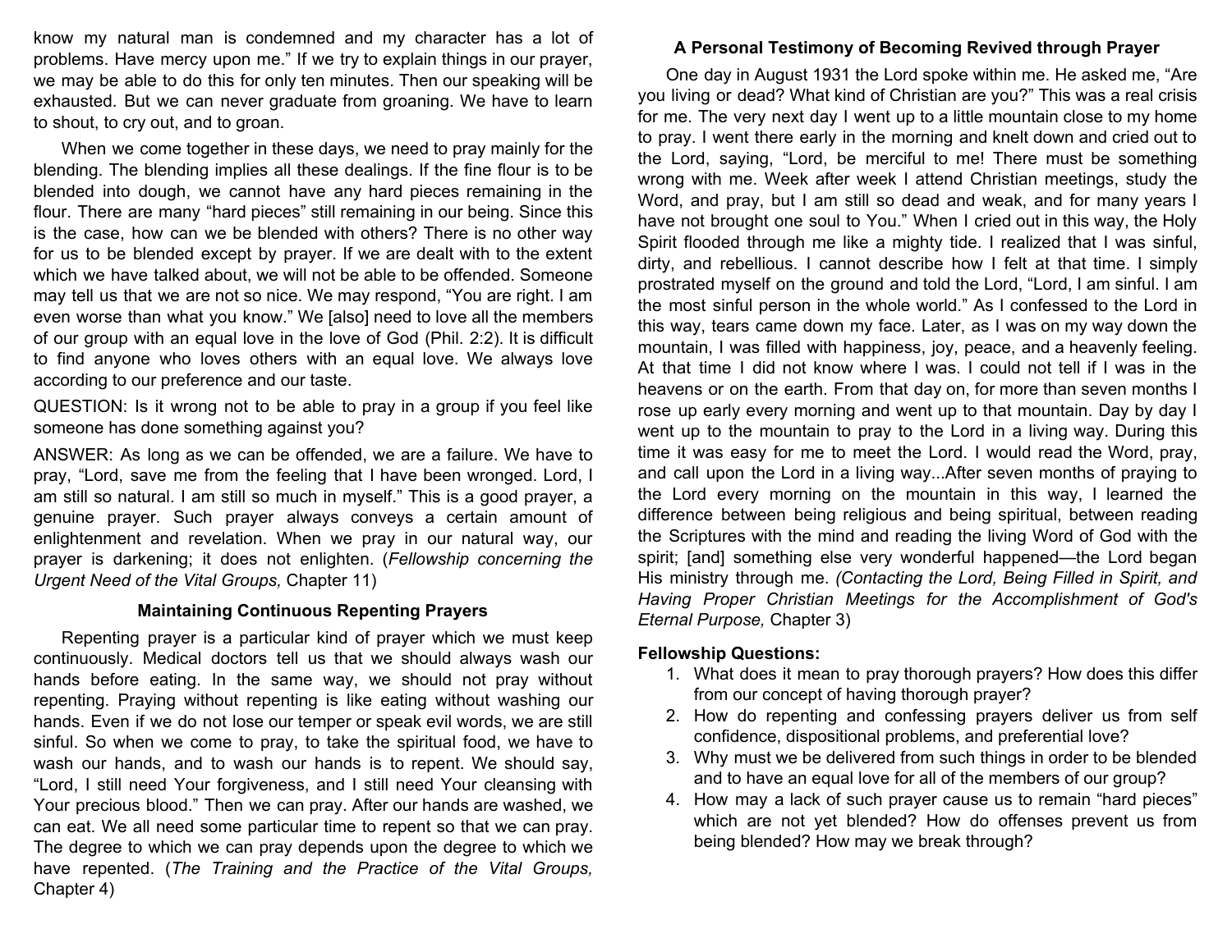know my natural man is condemned and my character has a lot of problems. Have mercy upon me." If we try to explain things in our prayer, we may be able to do this for only ten minutes. Then our speaking will be exhausted. But we can never graduate from groaning. We have to learn to shout, to cry out, and to groan.

When we come together in these days, we need to pray mainly for the blending. The blending implies all these dealings. If the fine flour is to be blended into dough, we cannot have any hard pieces remaining in the flour. There are many "hard pieces" still remaining in our being. Since this is the case, how can we be blended with others? There is no other way for us to be blended except by prayer. If we are dealt with to the extent which we have talked about, we will not be able to be offended. Someone may tell us that we are not so nice. We may respond, "You are right. I am even worse than what you know." We [also] need to love all the members of our group with an equal love in the love of God (Phil. 2:2). It is difficult to find anyone who loves others with an equal love. We always love according to our preference and our taste.

QUESTION: Is it wrong not to be able to pray in a group if you feel like someone has done something against you?

ANSWER: As long as we can be offended, we are a failure. We have to pray, "Lord, save me from the feeling that I have been wronged. Lord, I am still so natural. I am still so much in myself." This is a good prayer, a genuine prayer. Such prayer always conveys a certain amount of enlightenment and revelation. When we pray in our natural way, our prayer is darkening; it does not enlighten. (*Fellowship concerning the Urgent Need of the Vital Groups,* Chapter 11)

### Maintaining Continuous Repenting Prayers

Repenting prayer is a particular kind of prayer which we must keep continuously. Medical doctors tell us that we should always wash our hands before eating. In the same way, we should not pray without repenting. Praying without repenting is like eating without washing our hands. Even if we do not lose our temper or speak evil words, we are still sinful. So when we come to pray, to take the spiritual food, we have to wash our hands, and to wash our hands is to repent. We should say, "Lord, I still need Your forgiveness, and I still need Your cleansing with Your precious blood." Then we can pray. After our hands are washed, we can eat. We all need some particular time to repent so that we can pray. The degree to which we can pray depends upon the degree to which we have repented. (*The Training and the Practice of the Vital Groups,* Chapter 4)

### A Personal Testimony of Becoming Revived through Prayer

One day in August 1931 the Lord spoke within me. He asked me, "Are you living or dead? What kind of Christian are you?" This was a real crisis for me. The very next day I went up to a little mountain close to my home to pray. I went there early in the morning and knelt down and cried out to the Lord, saying, "Lord, be merciful to me! There must be something wrong with me. Week after week I attend Christian meetings, study the Word, and pray, but I am still so dead and weak, and for many years I have not brought one soul to You." When I cried out in this way, the Holy Spirit flooded through me like a mighty tide. I realized that I was sinful, dirty, and rebellious. I cannot describe how I felt at that time. I simply prostrated myself on the ground and told the Lord, "Lord, I am sinful. I am the most sinful person in the whole world." As I confessed to the Lord in this way, tears came down my face. Later, as I was on my way down the mountain, I was filled with happiness, joy, peace, and a heavenly feeling. At that time I did not know where I was. I could not tell if I was in the heavens or on the earth. From that day on, for more than seven months I rose up early every morning and went up to that mountain. Day by day I went up to the mountain to pray to the Lord in a living way. During this time it was easy for me to meet the Lord. I would read the Word, pray, and call upon the Lord in a living way...After seven months of praying to the Lord every morning on the mountain in this way, I learned the difference between being religious and being spiritual, between reading the Scriptures with the mind and reading the living Word of God with the spirit; [and] something else very wonderful happened—the Lord began His ministry through me. *(Contacting the Lord, Being Filled in Spirit, and Having Proper Christian Meetings for the Accomplishment of God's Eternal Purpose,* Chapter 3)

**Fellowship Questions:**

1. What does it mean to pray thorough prayers? How does this differ from our concept of having thorough prayer?
2. How do repenting and confessing prayers deliver us from self confidence, dispositional problems, and preferential love?
3. Why must we be delivered from such things in order to be blended and to have an equal love for all of the members of our group?
4. How may a lack of such prayer cause us to remain "hard pieces" which are not yet blended? How do offenses prevent us from being blended? How may we break through?